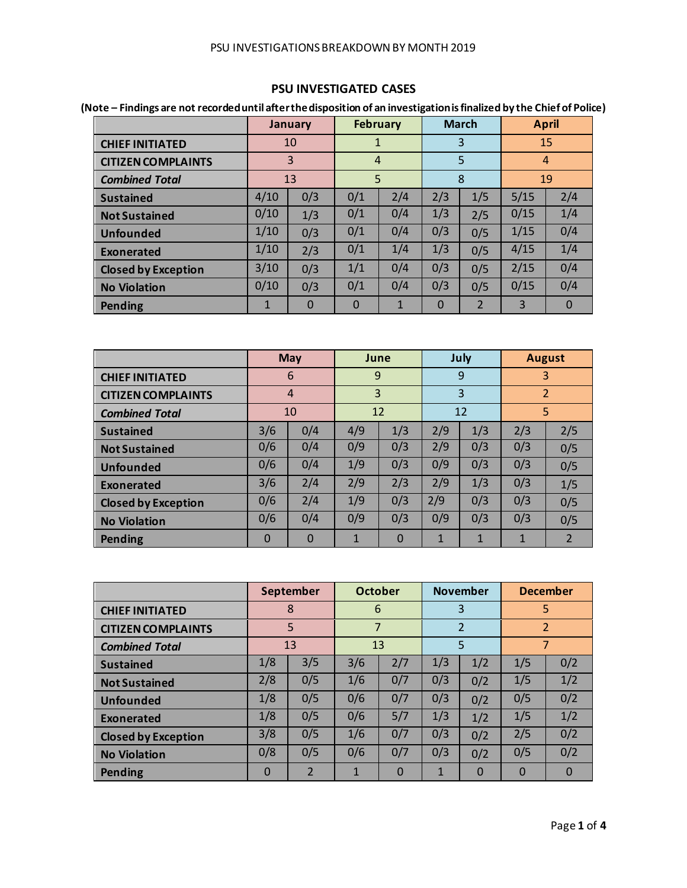PSU INVESTIGATIONS BREAKDOWN BY MONTH 2019

## PSU INVESTIGATED CASES

**(Note – Findings are not recorded until after the disposition of an investigation is finalized by the Chief of Police)**

| | January | | February | | March | | April | |
|---|---|---|---|---|---|---|---|---|
| **CHIEF INITIATED** | 10 | | 1 | | 3 | | 15 | |
| **CITIZEN COMPLAINTS** | 3 | | 4 | | 5 | | 4 | |
| ***Combined Total*** | 13 | | 5 | | 8 | | 19 | |
| **Sustained** | 4/10 | 0/3 | 0/1 | 2/4 | 2/3 | 1/5 | 5/15 | 2/4 |
| **Not Sustained** | 0/10 | 1/3 | 0/1 | 0/4 | 1/3 | 2/5 | 0/15 | 1/4 |
| **Unfounded** | 1/10 | 0/3 | 0/1 | 0/4 | 0/3 | 0/5 | 1/15 | 0/4 |
| **Exonerated** | 1/10 | 2/3 | 0/1 | 1/4 | 1/3 | 0/5 | 4/15 | 1/4 |
| **Closed by Exception** | 3/10 | 0/3 | 1/1 | 0/4 | 0/3 | 0/5 | 2/15 | 0/4 |
| **No Violation** | 0/10 | 0/3 | 0/1 | 0/4 | 0/3 | 0/5 | 0/15 | 0/4 |
| **Pending** | 1 | 0 | 0 | 1 | 0 | 2 | 3 | 0 |

| | May | | June | | July | | August | |
|---|---|---|---|---|---|---|---|---|
| **CHIEF INITIATED** | 6 | | 9 | | 9 | | 3 | |
| **CITIZEN COMPLAINTS** | 4 | | 3 | | 3 | | 2 | |
| ***Combined Total*** | 10 | | 12 | | 12 | | 5 | |
| **Sustained** | 3/6 | 0/4 | 4/9 | 1/3 | 2/9 | 1/3 | 2/3 | 2/5 |
| **Not Sustained** | 0/6 | 0/4 | 0/9 | 0/3 | 2/9 | 0/3 | 0/3 | 0/5 |
| **Unfounded** | 0/6 | 0/4 | 1/9 | 0/3 | 0/9 | 0/3 | 0/3 | 0/5 |
| **Exonerated** | 3/6 | 2/4 | 2/9 | 2/3 | 2/9 | 1/3 | 0/3 | 1/5 |
| **Closed by Exception** | 0/6 | 2/4 | 1/9 | 0/3 | 2/9 | 0/3 | 0/3 | 0/5 |
| **No Violation** | 0/6 | 0/4 | 0/9 | 0/3 | 0/9 | 0/3 | 0/3 | 0/5 |
| **Pending** | 0 | 0 | 1 | 0 | 1 | 1 | 1 | 2 |

| | September | | October | | November | | December | |
|---|---|---|---|---|---|---|---|---|
| **CHIEF INITIATED** | 8 | | 6 | | 3 | | 5 | |
| **CITIZEN COMPLAINTS** | 5 | | 7 | | 2 | | 2 | |
| ***Combined Total*** | 13 | | 13 | | 5 | | 7 | |
| **Sustained** | 1/8 | 3/5 | 3/6 | 2/7 | 1/3 | 1/2 | 1/5 | 0/2 |
| **Not Sustained** | 2/8 | 0/5 | 1/6 | 0/7 | 0/3 | 0/2 | 1/5 | 1/2 |
| **Unfounded** | 1/8 | 0/5 | 0/6 | 0/7 | 0/3 | 0/2 | 0/5 | 0/2 |
| **Exonerated** | 1/8 | 0/5 | 0/6 | 5/7 | 1/3 | 1/2 | 1/5 | 1/2 |
| **Closed by Exception** | 3/8 | 0/5 | 1/6 | 0/7 | 0/3 | 0/2 | 2/5 | 0/2 |
| **No Violation** | 0/8 | 0/5 | 0/6 | 0/7 | 0/3 | 0/2 | 0/5 | 0/2 |
| **Pending** | 0 | 2 | 1 | 0 | 1 | 0 | 0 | 0 |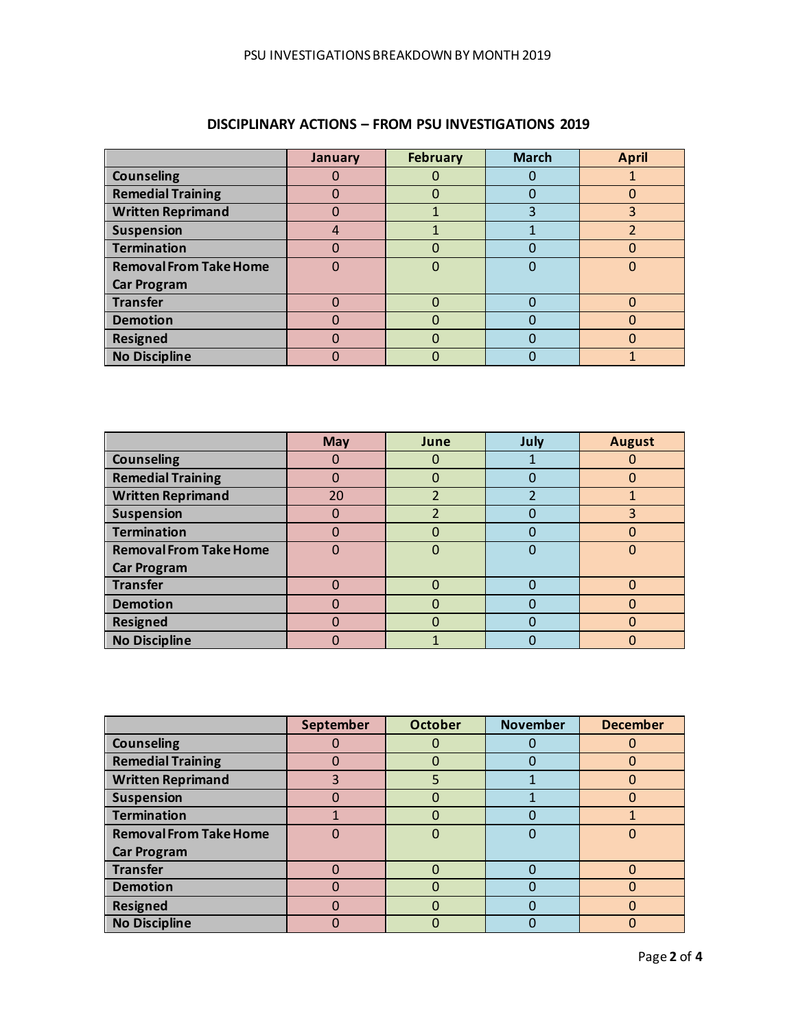## DISCIPLINARY ACTIONS – FROM PSU INVESTIGATIONS 2019

| | January | February | March | April |
|---|---|---|---|---|
| Counseling | 0 | 0 | 0 | 1 |
| Remedial Training | 0 | 0 | 0 | 0 |
| Written Reprimand | 0 | 1 | 3 | 3 |
| Suspension | 4 | 1 | 1 | 2 |
| Termination | 0 | 0 | 0 | 0 |
| Removal From Take Home Car Program | 0 | 0 | 0 | 0 |
| Transfer | 0 | 0 | 0 | 0 |
| Demotion | 0 | 0 | 0 | 0 |
| Resigned | 0 | 0 | 0 | 0 |
| No Discipline | 0 | 0 | 0 | 1 |

| | May | June | July | August |
|---|---|---|---|---|
| Counseling | 0 | 0 | 1 | 0 |
| Remedial Training | 0 | 0 | 0 | 0 |
| Written Reprimand | 20 | 2 | 2 | 1 |
| Suspension | 0 | 2 | 0 | 3 |
| Termination | 0 | 0 | 0 | 0 |
| Removal From Take Home Car Program | 0 | 0 | 0 | 0 |
| Transfer | 0 | 0 | 0 | 0 |
| Demotion | 0 | 0 | 0 | 0 |
| Resigned | 0 | 0 | 0 | 0 |
| No Discipline | 0 | 1 | 0 | 0 |

| | September | October | November | December |
|---|---|---|---|---|
| Counseling | 0 | 0 | 0 | 0 |
| Remedial Training | 0 | 0 | 0 | 0 |
| Written Reprimand | 3 | 5 | 1 | 0 |
| Suspension | 0 | 0 | 1 | 0 |
| Termination | 1 | 0 | 0 | 1 |
| Removal From Take Home Car Program | 0 | 0 | 0 | 0 |
| Transfer | 0 | 0 | 0 | 0 |
| Demotion | 0 | 0 | 0 | 0 |
| Resigned | 0 | 0 | 0 | 0 |
| No Discipline | 0 | 0 | 0 | 0 |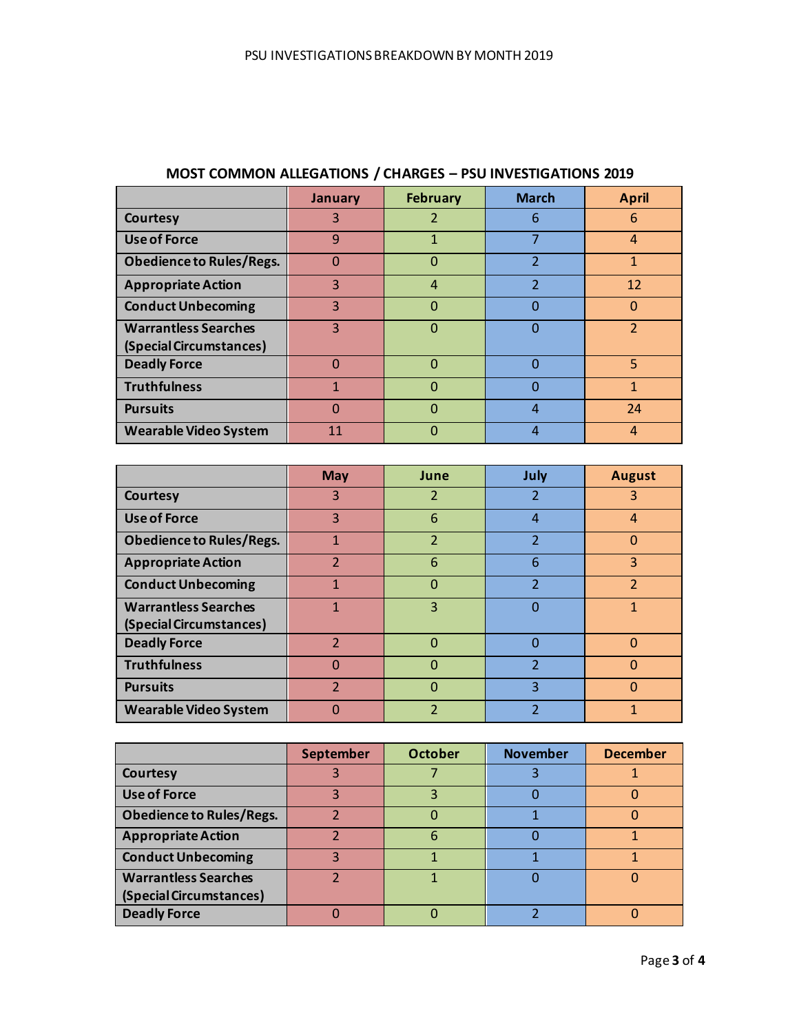## MOST COMMON ALLEGATIONS / CHARGES – PSU INVESTIGATIONS 2019

| | January | February | March | April |
|---|---|---|---|---|
| Courtesy | 3 | 2 | 6 | 6 |
| Use of Force | 9 | 1 | 7 | 4 |
| Obedience to Rules/Regs. | 0 | 0 | 2 | 1 |
| Appropriate Action | 3 | 4 | 2 | 12 |
| Conduct Unbecoming | 3 | 0 | 0 | 0 |
| Warrantless Searches (Special Circumstances) | 3 | 0 | 0 | 2 |
| Deadly Force | 0 | 0 | 0 | 5 |
| Truthfulness | 1 | 0 | 0 | 1 |
| Pursuits | 0 | 0 | 4 | 24 |
| Wearable Video System | 11 | 0 | 4 | 4 |

| | May | June | July | August |
|---|---|---|---|---|
| Courtesy | 3 | 2 | 2 | 3 |
| Use of Force | 3 | 6 | 4 | 4 |
| Obedience to Rules/Regs. | 1 | 2 | 2 | 0 |
| Appropriate Action | 2 | 6 | 6 | 3 |
| Conduct Unbecoming | 1 | 0 | 2 | 2 |
| Warrantless Searches (Special Circumstances) | 1 | 3 | 0 | 1 |
| Deadly Force | 2 | 0 | 0 | 0 |
| Truthfulness | 0 | 0 | 2 | 0 |
| Pursuits | 2 | 0 | 3 | 0 |
| Wearable Video System | 0 | 2 | 2 | 1 |

| | September | October | November | December |
|---|---|---|---|---|
| Courtesy | 3 | 7 | 3 | 1 |
| Use of Force | 3 | 3 | 0 | 0 |
| Obedience to Rules/Regs. | 2 | 0 | 1 | 0 |
| Appropriate Action | 2 | 6 | 0 | 1 |
| Conduct Unbecoming | 3 | 1 | 1 | 1 |
| Warrantless Searches (Special Circumstances) | 2 | 1 | 0 | 0 |
| Deadly Force | 0 | 0 | 2 | 0 |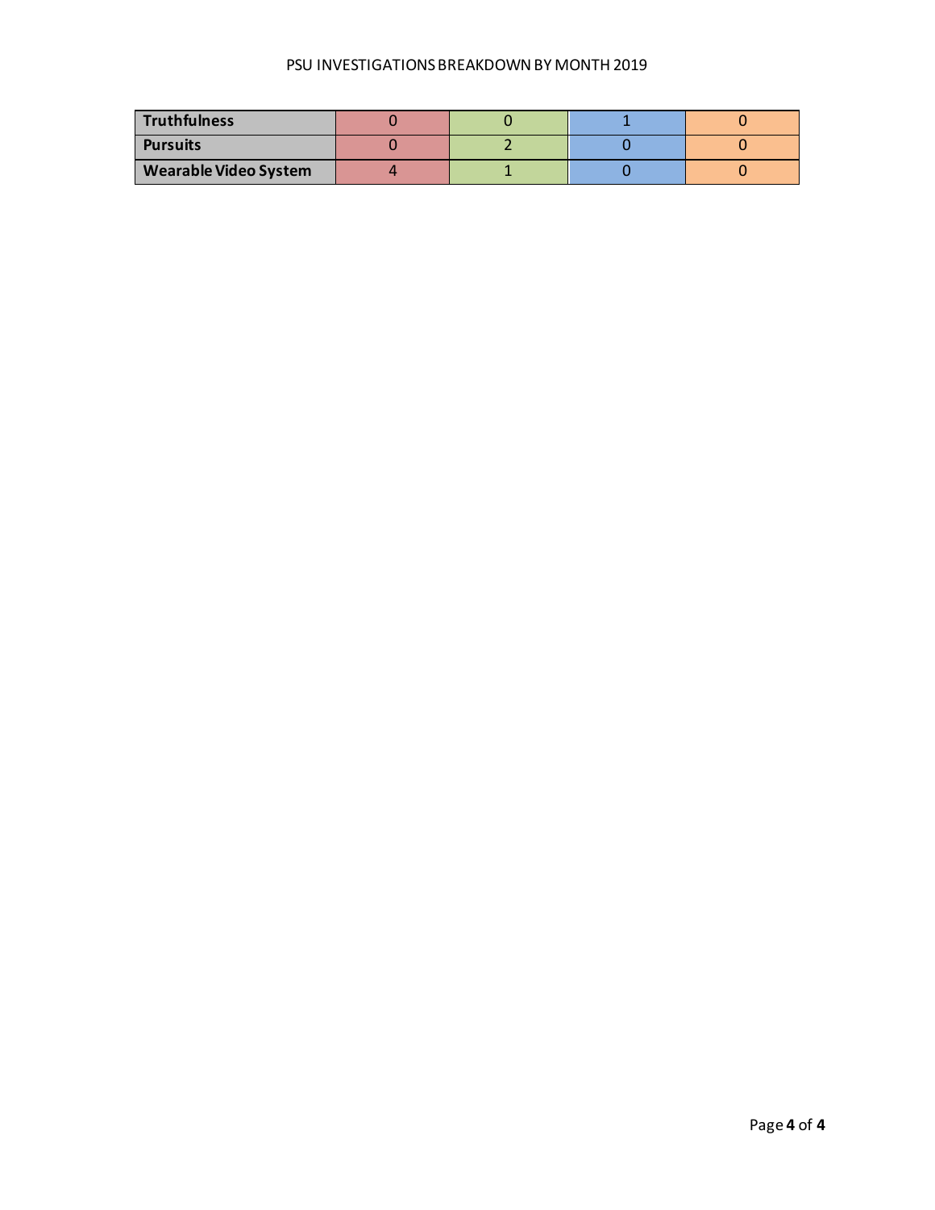| | | | | |
|---|---|---|---|---|
| **Truthfulness** | 0 | 0 | 1 | 0 |
| **Pursuits** | 0 | 2 | 0 | 0 |
| **Wearable Video System** | 4 | 1 | 0 | 0 |